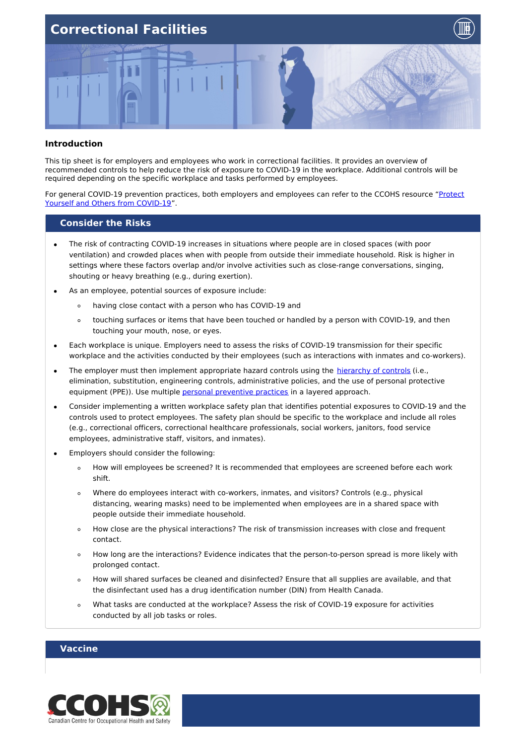# Correctional Facilities

## Introduction

This tip sheet is for employers and employees who work in correctional facilities. It provides an overview of recommended controls to help reduce the risk of exposure to COVID-19 in the workplace. Additional controls will be required depending on the specific workplace and tasks performed by employees.

For general COVID-19 prevention practices, both employers and employees can refer to the CCOHS resource "Protect Yourself and Others from COVID-19".

## Consider the Risks

- The risk of contracting COVID-19 increases in situations where people are in closed spaces (with poor ventilation) and crowded places when with people from outside their immediate household. Risk is higher in settings where these factors overlap and/or involve activities such as close-range conversations, singing, shouting or heavy breathing (e.g., during exertion).
- As an employee, potential sources of exposure include:
  - having close contact with a person who has COVID-19 and
  - touching surfaces or items that have been touched or handled by a person with COVID-19, and then touching your mouth, nose, or eyes.
- Each workplace is unique. Employers need to assess the risks of COVID-19 transmission for their specific workplace and the activities conducted by their employees (such as interactions with inmates and co-workers).
- The employer must then implement appropriate hazard controls using the hierarchy of controls (i.e., elimination, substitution, engineering controls, administrative policies, and the use of personal protective equipment (PPE)). Use multiple personal preventive practices in a layered approach.
- Consider implementing a written workplace safety plan that identifies potential exposures to COVID-19 and the controls used to protect employees. The safety plan should be specific to the workplace and include all roles (e.g., correctional officers, correctional healthcare professionals, social workers, janitors, food service employees, administrative staff, visitors, and inmates).
- Employers should consider the following:
  - How will employees be screened? It is recommended that employees are screened before each work shift.
  - Where do employees interact with co-workers, inmates, and visitors? Controls (e.g., physical distancing, wearing masks) need to be implemented when employees are in a shared space with people outside their immediate household.
  - How close are the physical interactions? The risk of transmission increases with close and frequent contact.
  - How long are the interactions? Evidence indicates that the person-to-person spread is more likely with prolonged contact.
  - How will shared surfaces be cleaned and disinfected? Ensure that all supplies are available, and that the disinfectant used has a drug identification number (DIN) from Health Canada.
  - What tasks are conducted at the workplace? Assess the risk of COVID-19 exposure for activities conducted by all job tasks or roles.

## Vaccine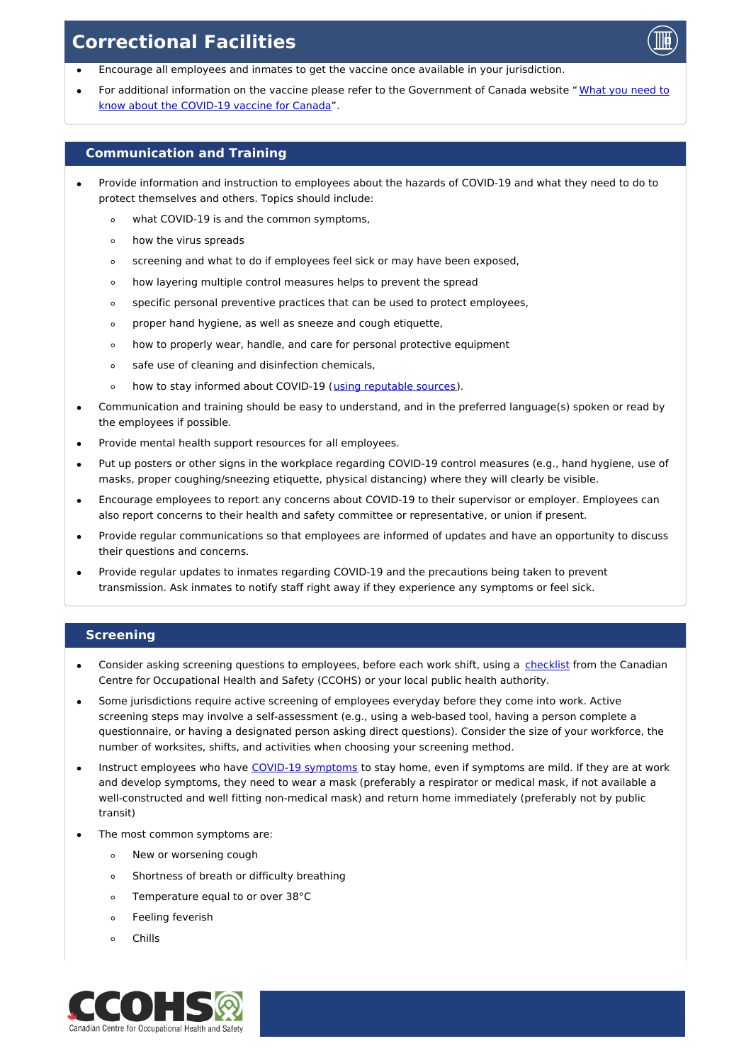- Encourage all employees and inmates to get the vaccine once available in your jurisdiction.
- For additional information on the vaccine please refer to the Government of Canada website "[What you need to know about the COVID-19 vaccine for Canada](#)".

## Communication and Training

- Provide information and instruction to employees about the hazards of COVID-19 and what they need to do to protect themselves and others. Topics should include:
  - what COVID-19 is and the common symptoms,
  - how the virus spreads
  - screening and what to do if employees feel sick or may have been exposed,
  - how layering multiple control measures helps to prevent the spread
  - specific personal preventive practices that can be used to protect employees,
  - proper hand hygiene, as well as sneeze and cough etiquette,
  - how to properly wear, handle, and care for personal protective equipment
  - safe use of cleaning and disinfection chemicals,
  - how to stay informed about COVID-19 ([using reputable sources](#)).
- Communication and training should be easy to understand, and in the preferred language(s) spoken or read by the employees if possible.
- Provide mental health support resources for all employees.
- Put up posters or other signs in the workplace regarding COVID-19 control measures (e.g., hand hygiene, use of masks, proper coughing/sneezing etiquette, physical distancing) where they will clearly be visible.
- Encourage employees to report any concerns about COVID-19 to their supervisor or employer. Employees can also report concerns to their health and safety committee or representative, or union if present.
- Provide regular communications so that employees are informed of updates and have an opportunity to discuss their questions and concerns.
- Provide regular updates to inmates regarding COVID-19 and the precautions being taken to prevent transmission. Ask inmates to notify staff right away if they experience any symptoms or feel sick.

## Screening

- Consider asking screening questions to employees, before each work shift, using a [checklist](#) from the Canadian Centre for Occupational Health and Safety (CCOHS) or your local public health authority.
- Some jurisdictions require active screening of employees everyday before they come into work. Active screening steps may involve a self-assessment (e.g., using a web-based tool, having a person complete a questionnaire, or having a designated person asking direct questions). Consider the size of your workforce, the number of worksites, shifts, and activities when choosing your screening method.
- Instruct employees who have [COVID-19 symptoms](#) to stay home, even if symptoms are mild. If they are at work and develop symptoms, they need to wear a mask (preferably a respirator or medical mask, if not available a well-constructed and well fitting non-medical mask) and return home immediately (preferably not by public transit)
- The most common symptoms are:
  - New or worsening cough
  - Shortness of breath or difficulty breathing
  - Temperature equal to or over 38°C
  - Feeling feverish
  - Chills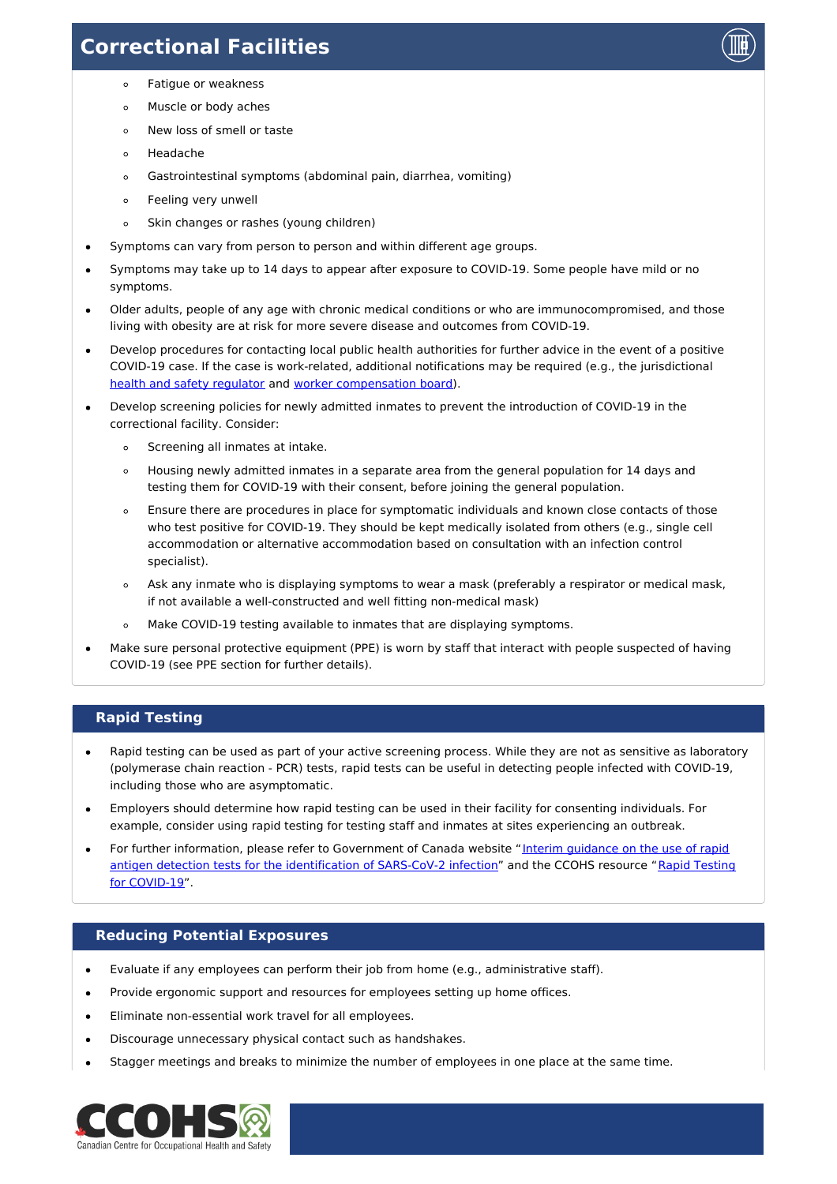- Fatigue or weakness
- Muscle or body aches
- New loss of smell or taste
- Headache
- Gastrointestinal symptoms (abdominal pain, diarrhea, vomiting)
- Feeling very unwell
- Skin changes or rashes (young children)

- Symptoms can vary from person to person and within different age groups.
- Symptoms may take up to 14 days to appear after exposure to COVID-19. Some people have mild or no symptoms.
- Older adults, people of any age with chronic medical conditions or who are immunocompromised, and those living with obesity are at risk for more severe disease and outcomes from COVID-19.
- Develop procedures for contacting local public health authorities for further advice in the event of a positive COVID-19 case. If the case is work-related, additional notifications may be required (e.g., the jurisdictional health and safety regulator and worker compensation board).
- Develop screening policies for newly admitted inmates to prevent the introduction of COVID-19 in the correctional facility. Consider:
  - Screening all inmates at intake.
  - Housing newly admitted inmates in a separate area from the general population for 14 days and testing them for COVID-19 with their consent, before joining the general population.
  - Ensure there are procedures in place for symptomatic individuals and known close contacts of those who test positive for COVID-19. They should be kept medically isolated from others (e.g., single cell accommodation or alternative accommodation based on consultation with an infection control specialist).
  - Ask any inmate who is displaying symptoms to wear a mask (preferably a respirator or medical mask, if not available a well-constructed and well fitting non-medical mask)
  - Make COVID-19 testing available to inmates that are displaying symptoms.
- Make sure personal protective equipment (PPE) is worn by staff that interact with people suspected of having COVID-19 (see PPE section for further details).

## Rapid Testing

- Rapid testing can be used as part of your active screening process. While they are not as sensitive as laboratory (polymerase chain reaction - PCR) tests, rapid tests can be useful in detecting people infected with COVID-19, including those who are asymptomatic.
- Employers should determine how rapid testing can be used in their facility for consenting individuals. For example, consider using rapid testing for testing staff and inmates at sites experiencing an outbreak.
- For further information, please refer to Government of Canada website "Interim guidance on the use of rapid antigen detection tests for the identification of SARS-CoV-2 infection" and the CCOHS resource "Rapid Testing for COVID-19".

## Reducing Potential Exposures

- Evaluate if any employees can perform their job from home (e.g., administrative staff).
- Provide ergonomic support and resources for employees setting up home offices.
- Eliminate non-essential work travel for all employees.
- Discourage unnecessary physical contact such as handshakes.
- Stagger meetings and breaks to minimize the number of employees in one place at the same time.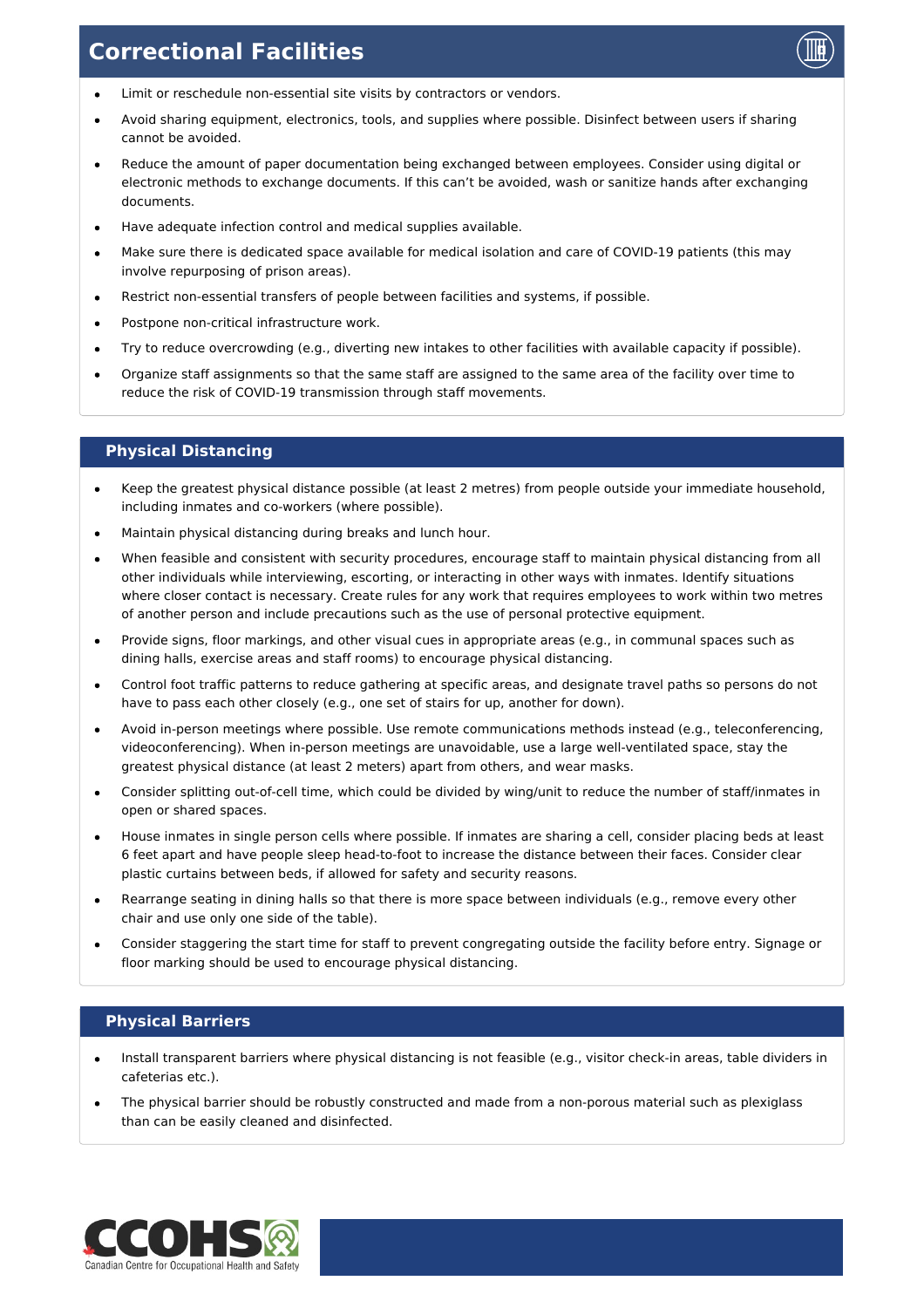# Correctional Facilities

- Limit or reschedule non-essential site visits by contractors or vendors.
- Avoid sharing equipment, electronics, tools, and supplies where possible. Disinfect between users if sharing cannot be avoided.
- Reduce the amount of paper documentation being exchanged between employees. Consider using digital or electronic methods to exchange documents. If this can't be avoided, wash or sanitize hands after exchanging documents.
- Have adequate infection control and medical supplies available.
- Make sure there is dedicated space available for medical isolation and care of COVID-19 patients (this may involve repurposing of prison areas).
- Restrict non-essential transfers of people between facilities and systems, if possible.
- Postpone non-critical infrastructure work.
- Try to reduce overcrowding (e.g., diverting new intakes to other facilities with available capacity if possible).
- Organize staff assignments so that the same staff are assigned to the same area of the facility over time to reduce the risk of COVID-19 transmission through staff movements.

## Physical Distancing

- Keep the greatest physical distance possible (at least 2 metres) from people outside your immediate household, including inmates and co-workers (where possible).
- Maintain physical distancing during breaks and lunch hour.
- When feasible and consistent with security procedures, encourage staff to maintain physical distancing from all other individuals while interviewing, escorting, or interacting in other ways with inmates. Identify situations where closer contact is necessary. Create rules for any work that requires employees to work within two metres of another person and include precautions such as the use of personal protective equipment.
- Provide signs, floor markings, and other visual cues in appropriate areas (e.g., in communal spaces such as dining halls, exercise areas and staff rooms) to encourage physical distancing.
- Control foot traffic patterns to reduce gathering at specific areas, and designate travel paths so persons do not have to pass each other closely (e.g., one set of stairs for up, another for down).
- Avoid in-person meetings where possible. Use remote communications methods instead (e.g., teleconferencing, videoconferencing). When in-person meetings are unavoidable, use a large well-ventilated space, stay the greatest physical distance (at least 2 meters) apart from others, and wear masks.
- Consider splitting out-of-cell time, which could be divided by wing/unit to reduce the number of staff/inmates in open or shared spaces.
- House inmates in single person cells where possible. If inmates are sharing a cell, consider placing beds at least 6 feet apart and have people sleep head-to-foot to increase the distance between their faces. Consider clear plastic curtains between beds, if allowed for safety and security reasons.
- Rearrange seating in dining halls so that there is more space between individuals (e.g., remove every other chair and use only one side of the table).
- Consider staggering the start time for staff to prevent congregating outside the facility before entry. Signage or floor marking should be used to encourage physical distancing.

## Physical Barriers

- Install transparent barriers where physical distancing is not feasible (e.g., visitor check-in areas, table dividers in cafeterias etc.).
- The physical barrier should be robustly constructed and made from a non-porous material such as plexiglass than can be easily cleaned and disinfected.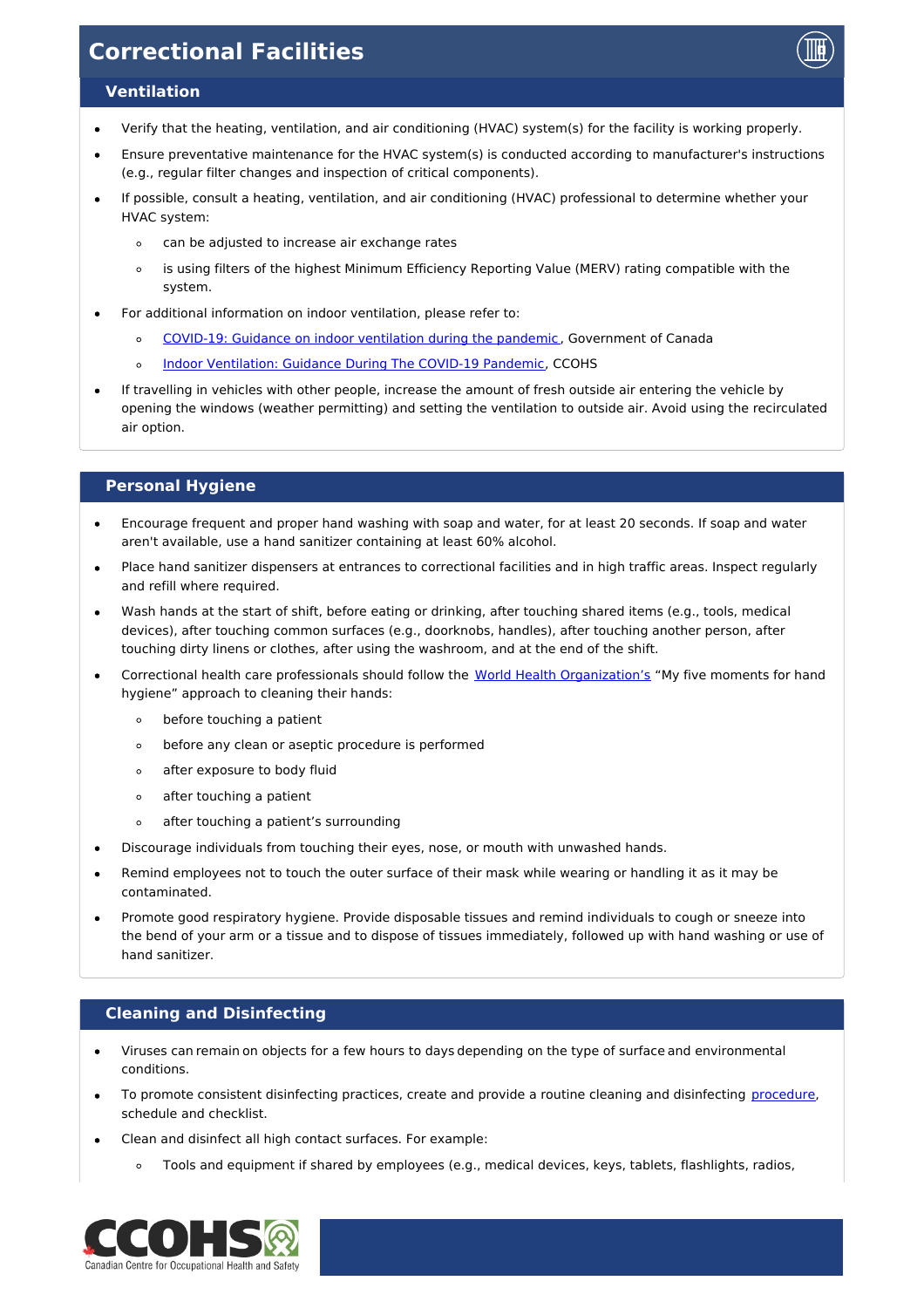# Correctional Facilities

## Ventilation

- Verify that the heating, ventilation, and air conditioning (HVAC) system(s) for the facility is working properly.
- Ensure preventative maintenance for the HVAC system(s) is conducted according to manufacturer's instructions (e.g., regular filter changes and inspection of critical components).
- If possible, consult a heating, ventilation, and air conditioning (HVAC) professional to determine whether your HVAC system:
  - can be adjusted to increase air exchange rates
  - is using filters of the highest Minimum Efficiency Reporting Value (MERV) rating compatible with the system.
- For additional information on indoor ventilation, please refer to:
  - COVID-19: Guidance on indoor ventilation during the pandemic, Government of Canada
  - Indoor Ventilation: Guidance During The COVID-19 Pandemic, CCOHS
- If travelling in vehicles with other people, increase the amount of fresh outside air entering the vehicle by opening the windows (weather permitting) and setting the ventilation to outside air. Avoid using the recirculated air option.

## Personal Hygiene

- Encourage frequent and proper hand washing with soap and water, for at least 20 seconds. If soap and water aren't available, use a hand sanitizer containing at least 60% alcohol.
- Place hand sanitizer dispensers at entrances to correctional facilities and in high traffic areas. Inspect regularly and refill where required.
- Wash hands at the start of shift, before eating or drinking, after touching shared items (e.g., tools, medical devices), after touching common surfaces (e.g., doorknobs, handles), after touching another person, after touching dirty linens or clothes, after using the washroom, and at the end of the shift.
- Correctional health care professionals should follow the World Health Organization's "My five moments for hand hygiene" approach to cleaning their hands:
  - before touching a patient
  - before any clean or aseptic procedure is performed
  - after exposure to body fluid
  - after touching a patient
  - after touching a patient's surrounding
- Discourage individuals from touching their eyes, nose, or mouth with unwashed hands.
- Remind employees not to touch the outer surface of their mask while wearing or handling it as it may be contaminated.
- Promote good respiratory hygiene. Provide disposable tissues and remind individuals to cough or sneeze into the bend of your arm or a tissue and to dispose of tissues immediately, followed up with hand washing or use of hand sanitizer.

## Cleaning and Disinfecting

- Viruses can remain on objects for a few hours to days depending on the type of surface and environmental conditions.
- To promote consistent disinfecting practices, create and provide a routine cleaning and disinfecting procedure, schedule and checklist.
- Clean and disinfect all high contact surfaces. For example:
  - Tools and equipment if shared by employees (e.g., medical devices, keys, tablets, flashlights, radios,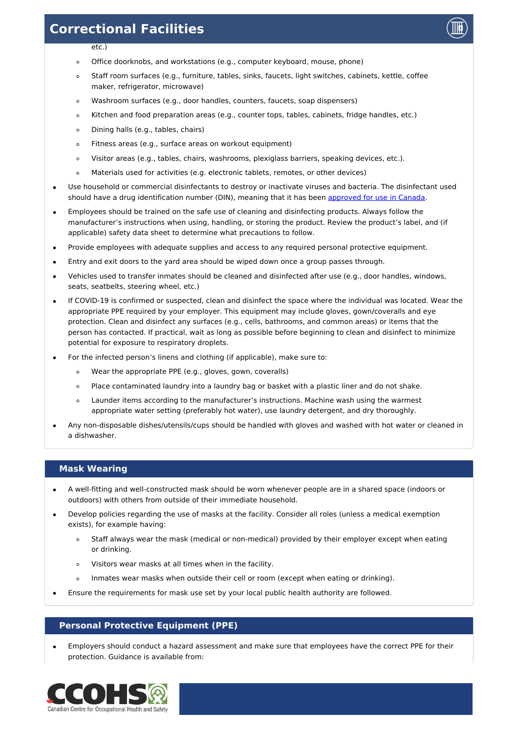etc.)

- Office doorknobs, and workstations (e.g., computer keyboard, mouse, phone)
- Staff room surfaces (e.g., furniture, tables, sinks, faucets, light switches, cabinets, kettle, coffee maker, refrigerator, microwave)
- Washroom surfaces (e.g., door handles, counters, faucets, soap dispensers)
- Kitchen and food preparation areas (e.g., counter tops, tables, cabinets, fridge handles, etc.)
- Dining halls (e.g., tables, chairs)
- Fitness areas (e.g., surface areas on workout equipment)
- Visitor areas (e.g., tables, chairs, washrooms, plexiglass barriers, speaking devices, etc.).
- Materials used for activities (e.g. electronic tablets, remotes, or other devices)

- Use household or commercial disinfectants to destroy or inactivate viruses and bacteria. The disinfectant used should have a drug identification number (DIN), meaning that it has been approved for use in Canada.
- Employees should be trained on the safe use of cleaning and disinfecting products. Always follow the manufacturer's instructions when using, handling, or storing the product. Review the product's label, and (if applicable) safety data sheet to determine what precautions to follow.
- Provide employees with adequate supplies and access to any required personal protective equipment.
- Entry and exit doors to the yard area should be wiped down once a group passes through.
- Vehicles used to transfer inmates should be cleaned and disinfected after use (e.g., door handles, windows, seats, seatbelts, steering wheel, etc.)
- If COVID-19 is confirmed or suspected, clean and disinfect the space where the individual was located. Wear the appropriate PPE required by your employer. This equipment may include gloves, gown/coveralls and eye protection. Clean and disinfect any surfaces (e.g., cells, bathrooms, and common areas) or items that the person has contacted. If practical, wait as long as possible before beginning to clean and disinfect to minimize potential for exposure to respiratory droplets.
- For the infected person's linens and clothing (if applicable), make sure to:
  - Wear the appropriate PPE (e.g., gloves, gown, coveralls)
  - Place contaminated laundry into a laundry bag or basket with a plastic liner and do not shake.
  - Launder items according to the manufacturer's instructions. Machine wash using the warmest appropriate water setting (preferably hot water), use laundry detergent, and dry thoroughly.
- Any non-disposable dishes/utensils/cups should be handled with gloves and washed with hot water or cleaned in a dishwasher.

## Mask Wearing

- A well-fitting and well-constructed mask should be worn whenever people are in a shared space (indoors or outdoors) with others from outside of their immediate household.
- Develop policies regarding the use of masks at the facility. Consider all roles (unless a medical exemption exists), for example having:
  - Staff always wear the mask (medical or non-medical) provided by their employer except when eating or drinking.
  - Visitors wear masks at all times when in the facility.
  - Inmates wear masks when outside their cell or room (except when eating or drinking).
- Ensure the requirements for mask use set by your local public health authority are followed.

## Personal Protective Equipment (PPE)

- Employers should conduct a hazard assessment and make sure that employees have the correct PPE for their protection. Guidance is available from: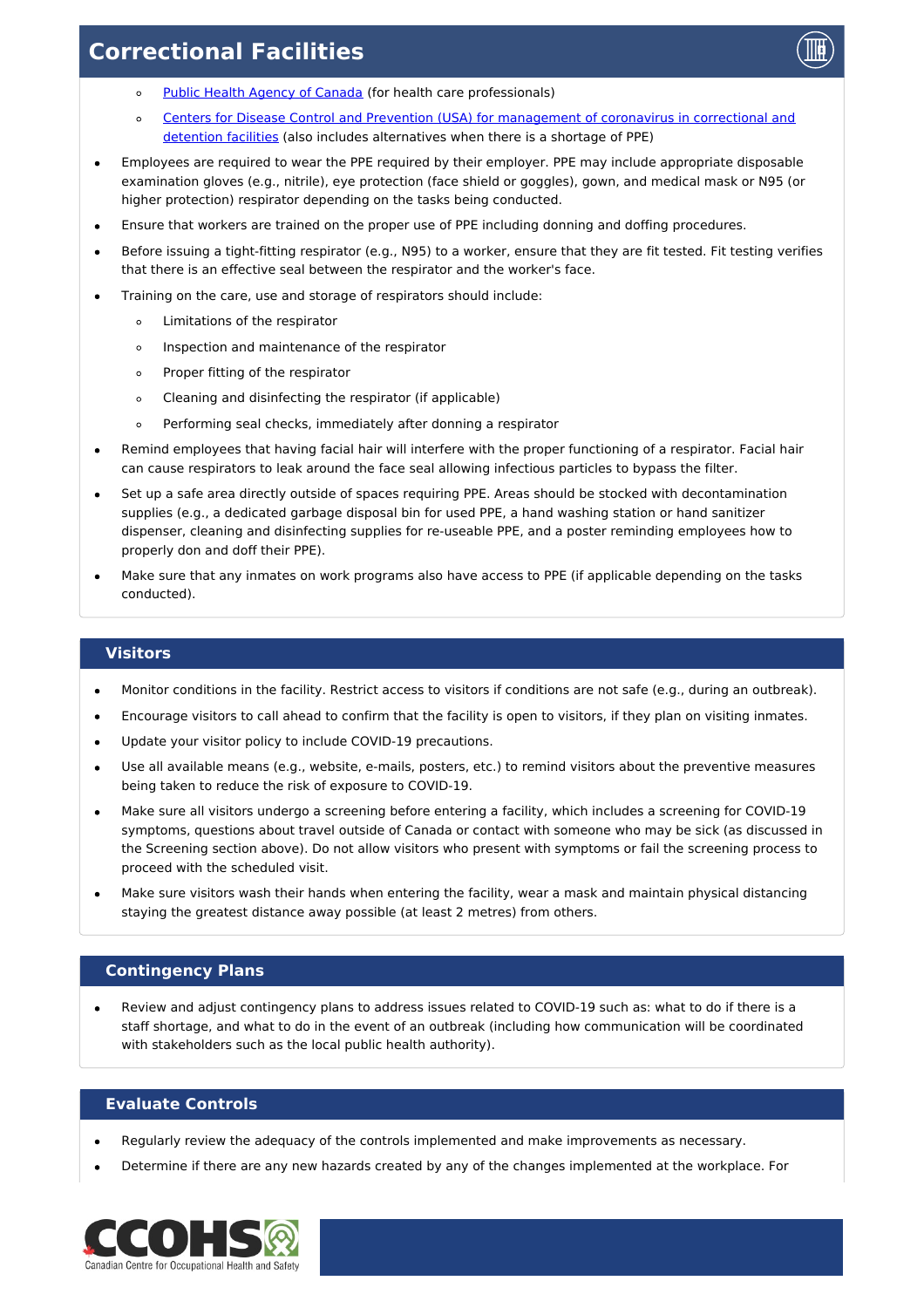- [Public Health Agency of Canada](#) (for health care professionals)
  - [Centers for Disease Control and Prevention (USA) for management of coronavirus in correctional and detention facilities](#) (also includes alternatives when there is a shortage of PPE)
- Employees are required to wear the PPE required by their employer. PPE may include appropriate disposable examination gloves (e.g., nitrile), eye protection (face shield or goggles), gown, and medical mask or N95 (or higher protection) respirator depending on the tasks being conducted.
- Ensure that workers are trained on the proper use of PPE including donning and doffing procedures.
- Before issuing a tight-fitting respirator (e.g., N95) to a worker, ensure that they are fit tested. Fit testing verifies that there is an effective seal between the respirator and the worker's face.
- Training on the care, use and storage of respirators should include:
  - Limitations of the respirator
  - Inspection and maintenance of the respirator
  - Proper fitting of the respirator
  - Cleaning and disinfecting the respirator (if applicable)
  - Performing seal checks, immediately after donning a respirator
- Remind employees that having facial hair will interfere with the proper functioning of a respirator. Facial hair can cause respirators to leak around the face seal allowing infectious particles to bypass the filter.
- Set up a safe area directly outside of spaces requiring PPE. Areas should be stocked with decontamination supplies (e.g., a dedicated garbage disposal bin for used PPE, a hand washing station or hand sanitizer dispenser, cleaning and disinfecting supplies for re-useable PPE, and a poster reminding employees how to properly don and doff their PPE).
- Make sure that any inmates on work programs also have access to PPE (if applicable depending on the tasks conducted).

## Visitors

- Monitor conditions in the facility. Restrict access to visitors if conditions are not safe (e.g., during an outbreak).
- Encourage visitors to call ahead to confirm that the facility is open to visitors, if they plan on visiting inmates.
- Update your visitor policy to include COVID-19 precautions.
- Use all available means (e.g., website, e-mails, posters, etc.) to remind visitors about the preventive measures being taken to reduce the risk of exposure to COVID-19.
- Make sure all visitors undergo a screening before entering a facility, which includes a screening for COVID-19 symptoms, questions about travel outside of Canada or contact with someone who may be sick (as discussed in the Screening section above). Do not allow visitors who present with symptoms or fail the screening process to proceed with the scheduled visit.
- Make sure visitors wash their hands when entering the facility, wear a mask and maintain physical distancing staying the greatest distance away possible (at least 2 metres) from others.

## Contingency Plans

- Review and adjust contingency plans to address issues related to COVID-19 such as: what to do if there is a staff shortage, and what to do in the event of an outbreak (including how communication will be coordinated with stakeholders such as the local public health authority).

## Evaluate Controls

- Regularly review the adequacy of the controls implemented and make improvements as necessary.
- Determine if there are any new hazards created by any of the changes implemented at the workplace. For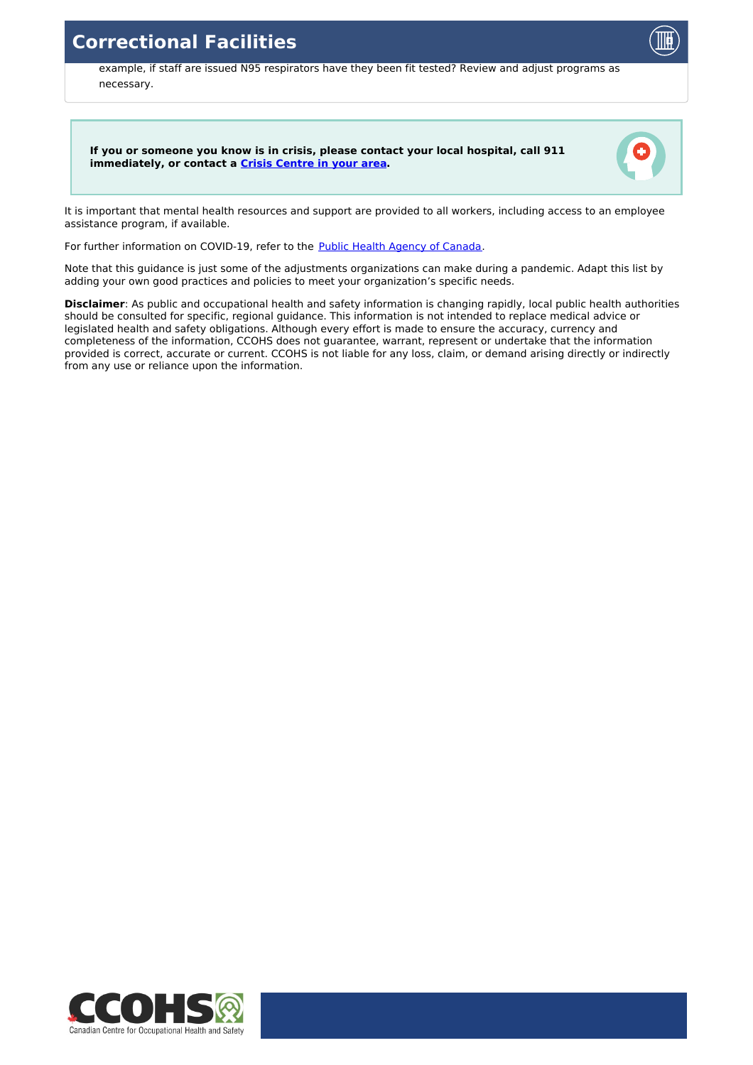example, if staff are issued N95 respirators have they been fit tested? Review and adjust programs as necessary.

**If you or someone you know is in crisis, please contact your local hospital, call 911 immediately, or contact a Crisis Centre in your area.**

It is important that mental health resources and support are provided to all workers, including access to an employee assistance program, if available.

For further information on COVID-19, refer to the Public Health Agency of Canada.

Note that this guidance is just some of the adjustments organizations can make during a pandemic. Adapt this list by adding your own good practices and policies to meet your organization's specific needs.

**Disclaimer**: As public and occupational health and safety information is changing rapidly, local public health authorities should be consulted for specific, regional guidance. This information is not intended to replace medical advice or legislated health and safety obligations. Although every effort is made to ensure the accuracy, currency and completeness of the information, CCOHS does not guarantee, warrant, represent or undertake that the information provided is correct, accurate or current. CCOHS is not liable for any loss, claim, or demand arising directly or indirectly from any use or reliance upon the information.